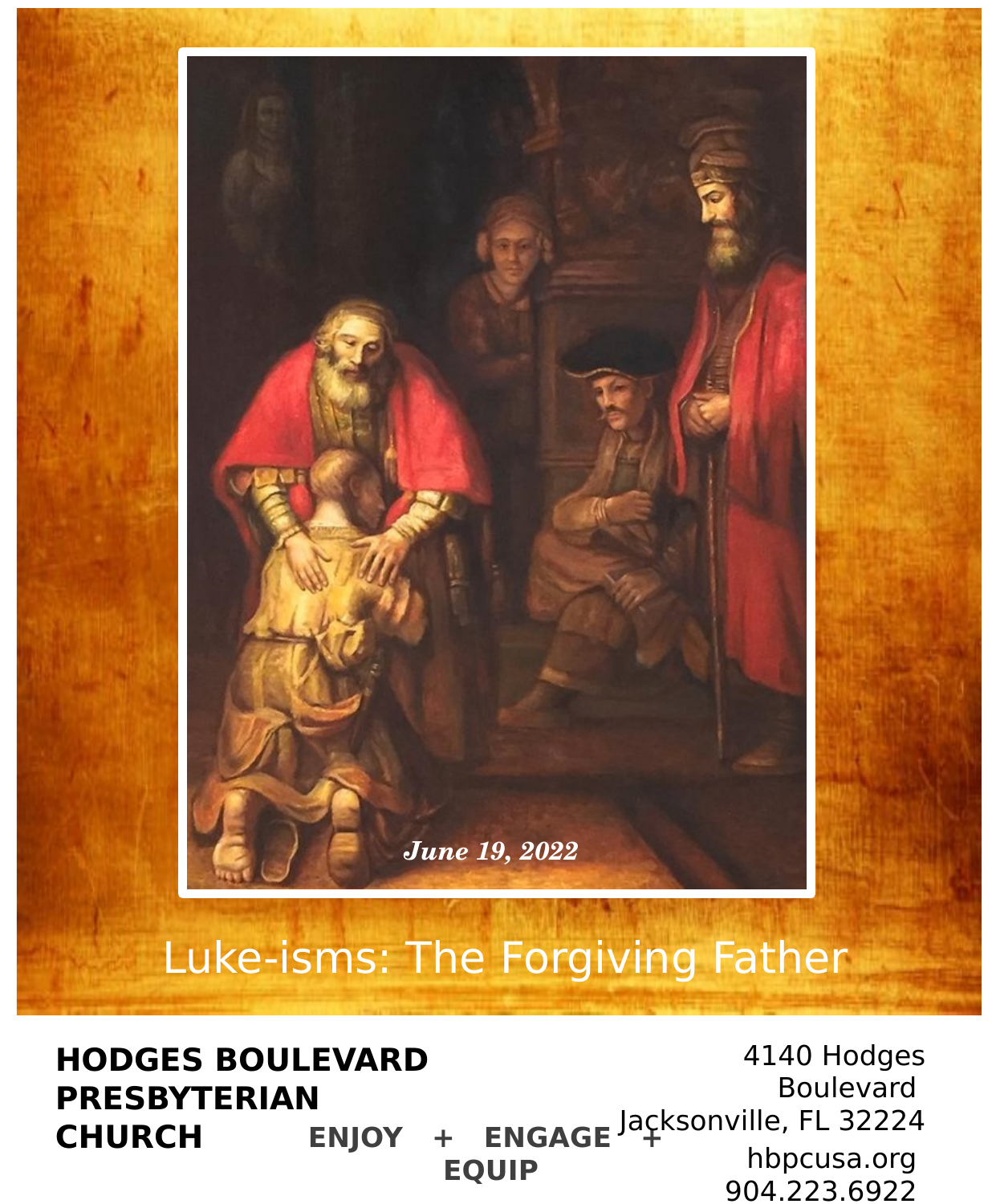*June 19, 2022*

# Luke-isms: The Forgiving Father

**HODGES BOULEVARD PRESBYTERIAN CHURCH**

**ENJOY + ENGAGE + EQUIP**

4140 Hodges Boulevard
Jacksonville, FL 32224
hbpcusa.org
904.223.6922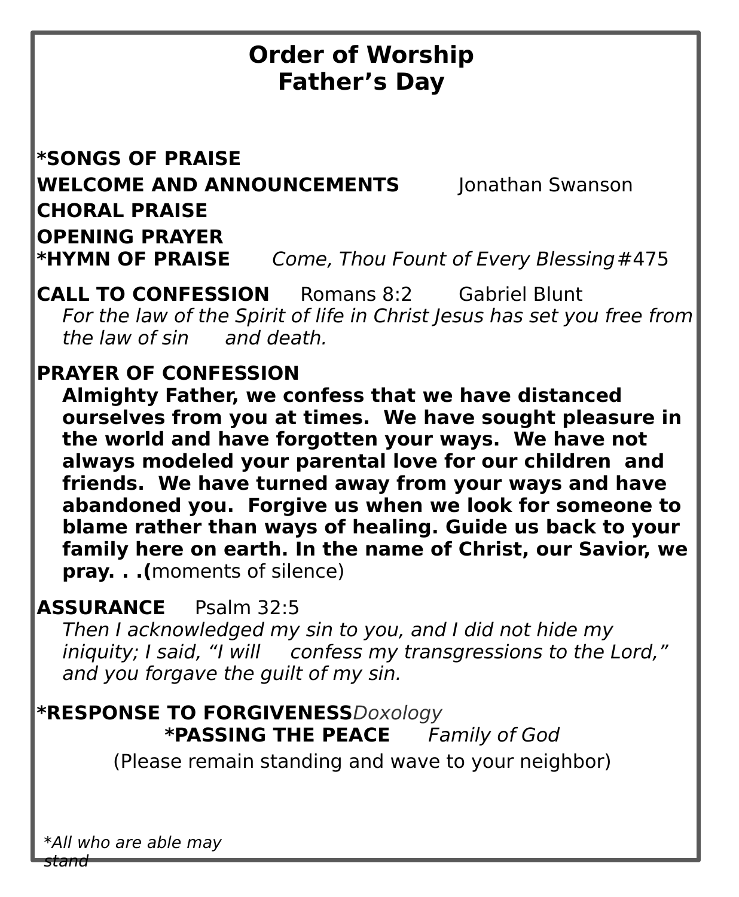# Order of Worship
# Father's Day

**\*SONGS OF PRAISE**

**WELCOME AND ANNOUNCEMENTS** Jonathan Swanson

**CHORAL PRAISE**

**OPENING PRAYER**

**\*HYMN OF PRAISE** *Come, Thou Fount of Every Blessing* #475

**CALL TO CONFESSION** Romans 8:2 Gabriel Blunt

*For the law of the Spirit of life in Christ Jesus has set you free from the law of sin and death.*

**PRAYER OF CONFESSION**

**Almighty Father, we confess that we have distanced ourselves from you at times. We have sought pleasure in the world and have forgotten your ways. We have not always modeled your parental love for our children and friends. We have turned away from your ways and have abandoned you. Forgive us when we look for someone to blame rather than ways of healing. Guide us back to your family here on earth. In the name of Christ, our Savior, we pray. . .(**moments of silence)

**ASSURANCE** Psalm 32:5

*Then I acknowledged my sin to you, and I did not hide my iniquity; I said, "I will confess my transgressions to the Lord," and you forgave the guilt of my sin.*

**\*RESPONSE TO FORGIVENESS** *Doxology*

**\*PASSING THE PEACE** *Family of God*

(Please remain standing and wave to your neighbor)

*\*All who are able may stand*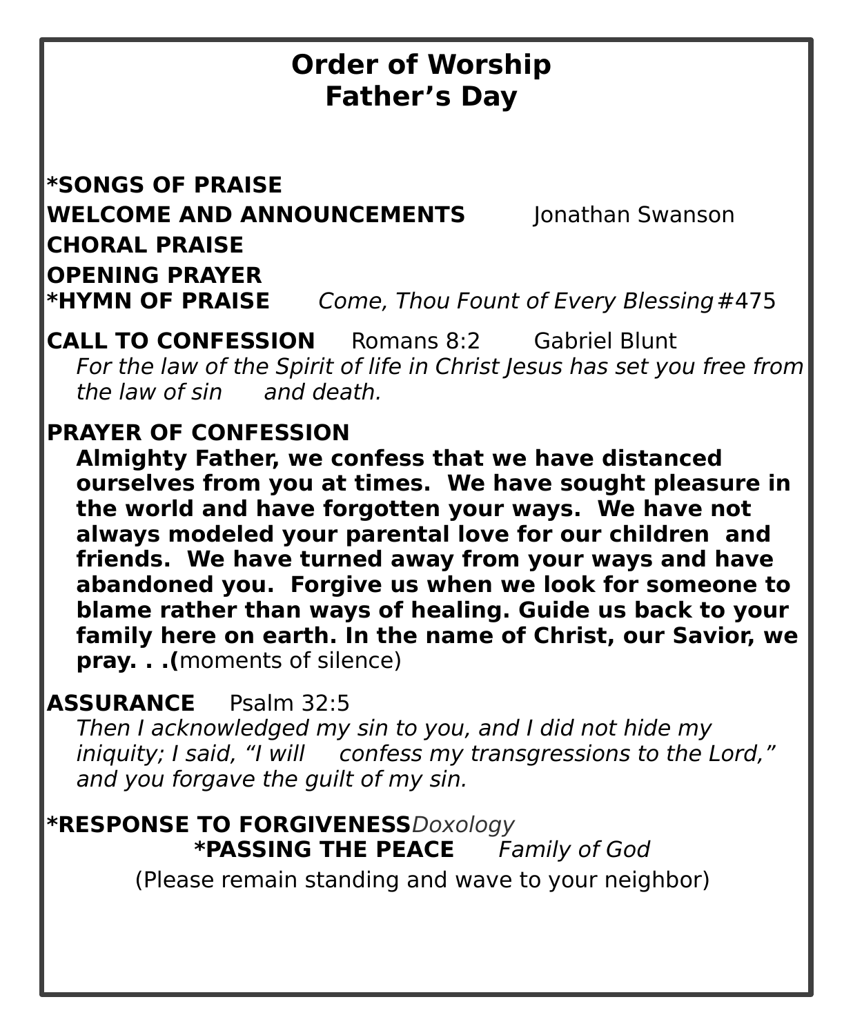# Order of Worship
## Father's Day

**\*SONGS OF PRAISE**

**WELCOME AND ANNOUNCEMENTS** Jonathan Swanson

**CHORAL PRAISE**

**OPENING PRAYER**

**\*HYMN OF PRAISE** *Come, Thou Fount of Every Blessing* #475

**CALL TO CONFESSION** Romans 8:2 Gabriel Blunt

*For the law of the Spirit of life in Christ Jesus has set you free from the law of sin and death.*

**PRAYER OF CONFESSION**

**Almighty Father, we confess that we have distanced ourselves from you at times. We have sought pleasure in the world and have forgotten your ways. We have not always modeled your parental love for our children and friends. We have turned away from your ways and have abandoned you. Forgive us when we look for someone to blame rather than ways of healing. Guide us back to your family here on earth. In the name of Christ, our Savior, we pray. . .(**moments of silence)

**ASSURANCE** Psalm 32:5

*Then I acknowledged my sin to you, and I did not hide my iniquity; I said, "I will confess my transgressions to the Lord," and you forgave the guilt of my sin.*

**\*RESPONSE TO FORGIVENESS** *Doxology*

**\*PASSING THE PEACE** *Family of God*

(Please remain standing and wave to your neighbor)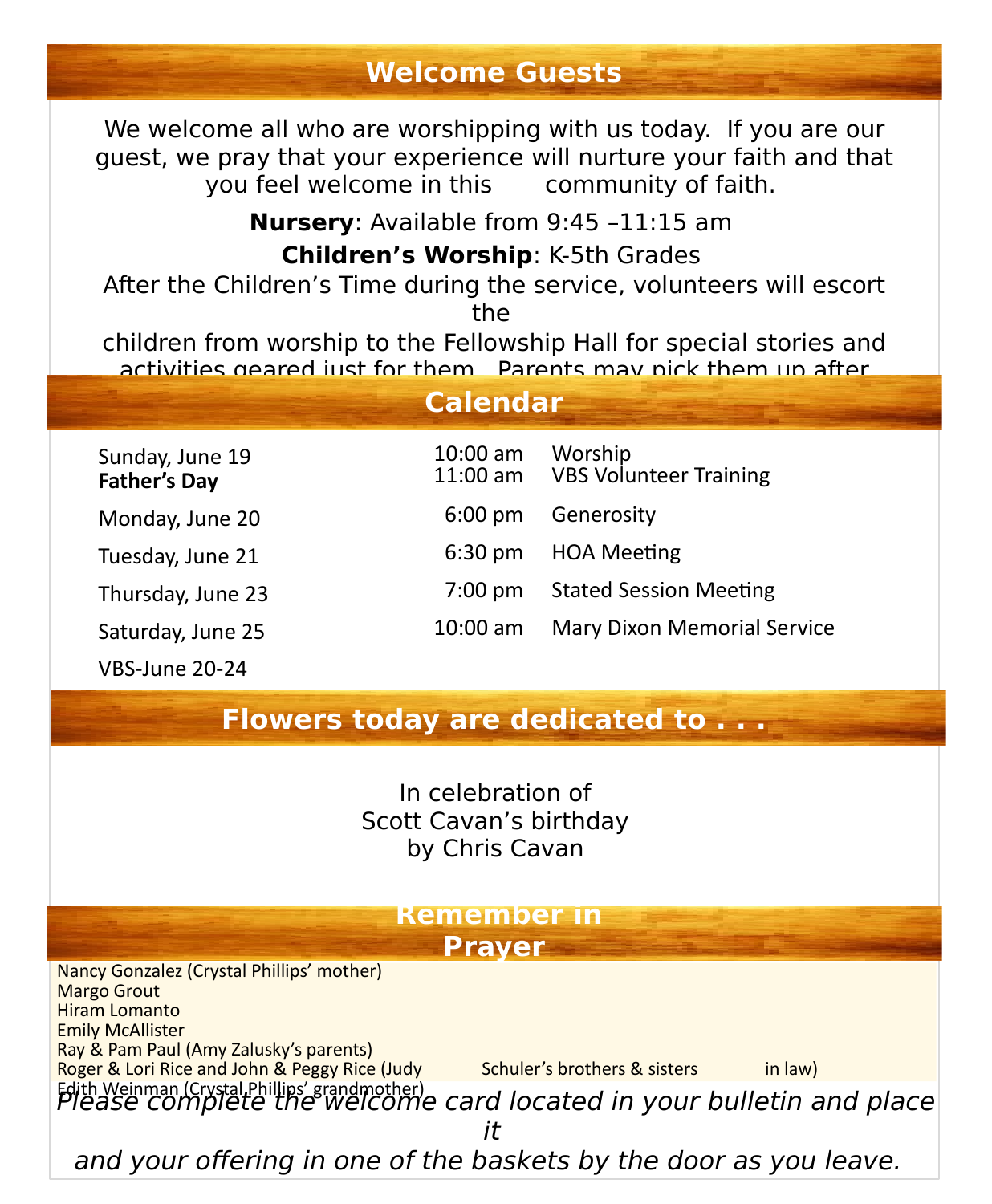## Welcome Guests

We welcome all who are worshipping with us today. If you are our guest, we pray that your experience will nurture your faith and that you feel welcome in this community of faith.

**Nursery**: Available from 9:45 –11:15 am

**Children's Worship**: K-5th Grades

After the Children's Time during the service, volunteers will escort the children from worship to the Fellowship Hall for special stories and activities geared just for them. Parents may pick them up after

## Calendar

| | | |
|---|---|---|
| Sunday, June 19<br>**Father's Day** | 10:00 am<br>11:00 am | Worship<br>VBS Volunteer Training |
| Monday, June 20 | 6:00 pm | Generosity |
| Tuesday, June 21 | 6:30 pm | HOA Meeting |
| Thursday, June 23 | 7:00 pm | Stated Session Meeting |
| Saturday, June 25 | 10:00 am | Mary Dixon Memorial Service |
| VBS-June 20-24 | | |

## Flowers today are dedicated to . . .

In celebration of
Scott Cavan's birthday
by Chris Cavan

## Remember in Prayer

Nancy Gonzalez (Crystal Phillips' mother)
Margo Grout
Hiram Lomanto
Emily McAllister
Ray & Pam Paul (Amy Zalusky's parents)
Roger & Lori Rice and John & Peggy Rice (Judy Schuler's brothers & sisters in law)
Edith Weinman (Crystal Phillips' grandmother)

*Please complete the welcome card located in your bulletin and place it and your offering in one of the baskets by the door as you leave.*